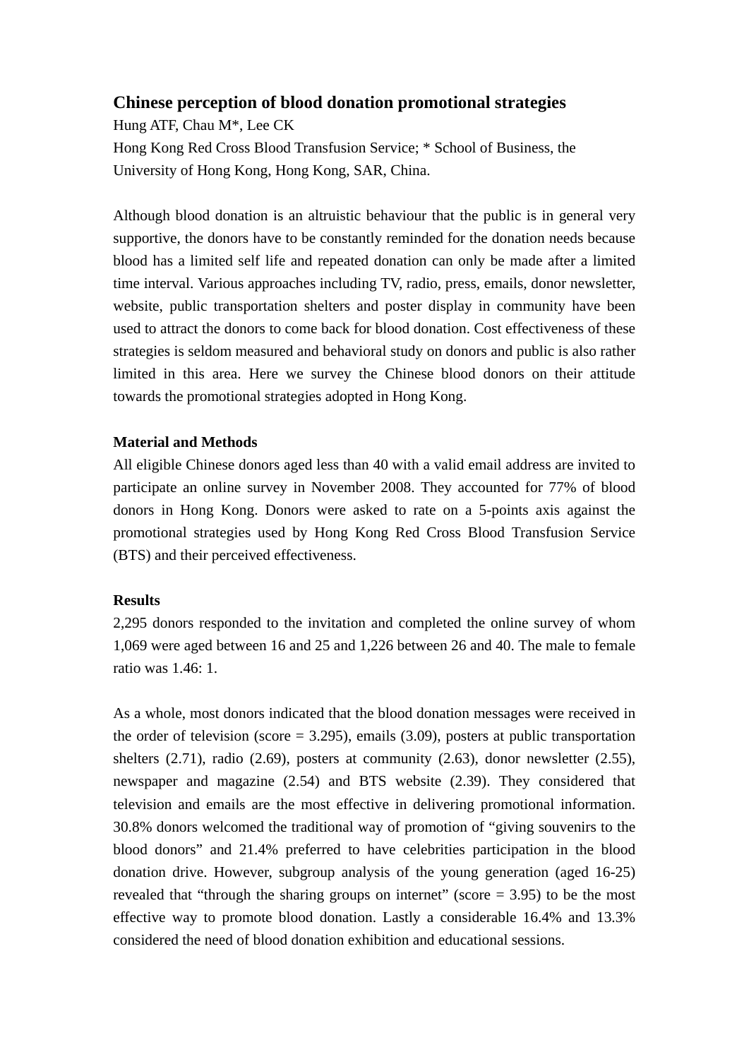# Chinese perception of blood donation promotional strategies

Hung ATF, Chau M*, Lee CK

Hong Kong Red Cross Blood Transfusion Service; * School of Business, the University of Hong Kong, Hong Kong, SAR, China.

Although blood donation is an altruistic behaviour that the public is in general very supportive, the donors have to be constantly reminded for the donation needs because blood has a limited self life and repeated donation can only be made after a limited time interval. Various approaches including TV, radio, press, emails, donor newsletter, website, public transportation shelters and poster display in community have been used to attract the donors to come back for blood donation. Cost effectiveness of these strategies is seldom measured and behavioral study on donors and public is also rather limited in this area. Here we survey the Chinese blood donors on their attitude towards the promotional strategies adopted in Hong Kong.

## Material and Methods

All eligible Chinese donors aged less than 40 with a valid email address are invited to participate an online survey in November 2008. They accounted for 77% of blood donors in Hong Kong. Donors were asked to rate on a 5-points axis against the promotional strategies used by Hong Kong Red Cross Blood Transfusion Service (BTS) and their perceived effectiveness.

## Results

2,295 donors responded to the invitation and completed the online survey of whom 1,069 were aged between 16 and 25 and 1,226 between 26 and 40. The male to female ratio was 1.46: 1.

As a whole, most donors indicated that the blood donation messages were received in the order of television (score = 3.295), emails (3.09), posters at public transportation shelters (2.71), radio (2.69), posters at community (2.63), donor newsletter (2.55), newspaper and magazine (2.54) and BTS website (2.39). They considered that television and emails are the most effective in delivering promotional information. 30.8% donors welcomed the traditional way of promotion of "giving souvenirs to the blood donors" and 21.4% preferred to have celebrities participation in the blood donation drive. However, subgroup analysis of the young generation (aged 16-25) revealed that "through the sharing groups on internet" (score = 3.95) to be the most effective way to promote blood donation. Lastly a considerable 16.4% and 13.3% considered the need of blood donation exhibition and educational sessions.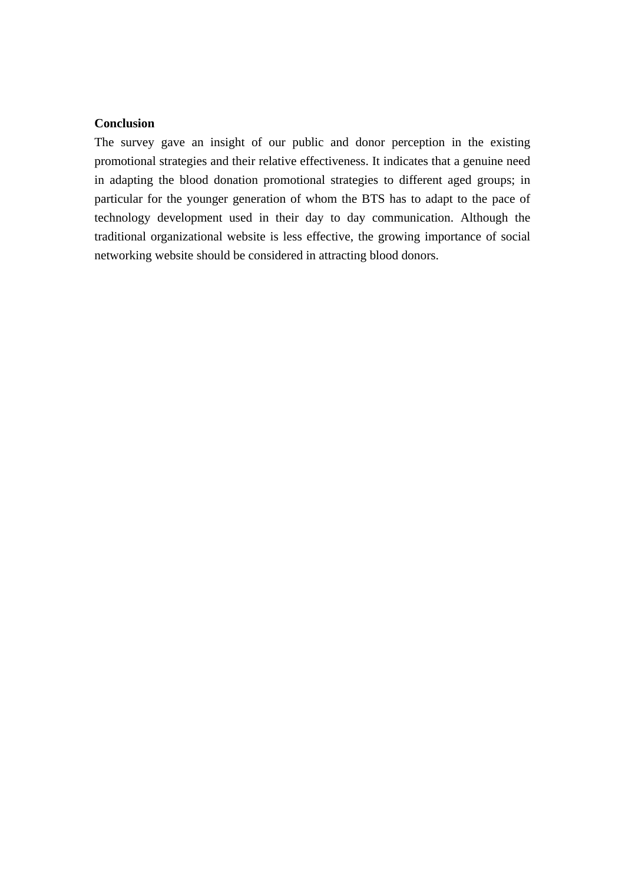**Conclusion**

The survey gave an insight of our public and donor perception in the existing promotional strategies and their relative effectiveness. It indicates that a genuine need in adapting the blood donation promotional strategies to different aged groups; in particular for the younger generation of whom the BTS has to adapt to the pace of technology development used in their day to day communication. Although the traditional organizational website is less effective, the growing importance of social networking website should be considered in attracting blood donors.